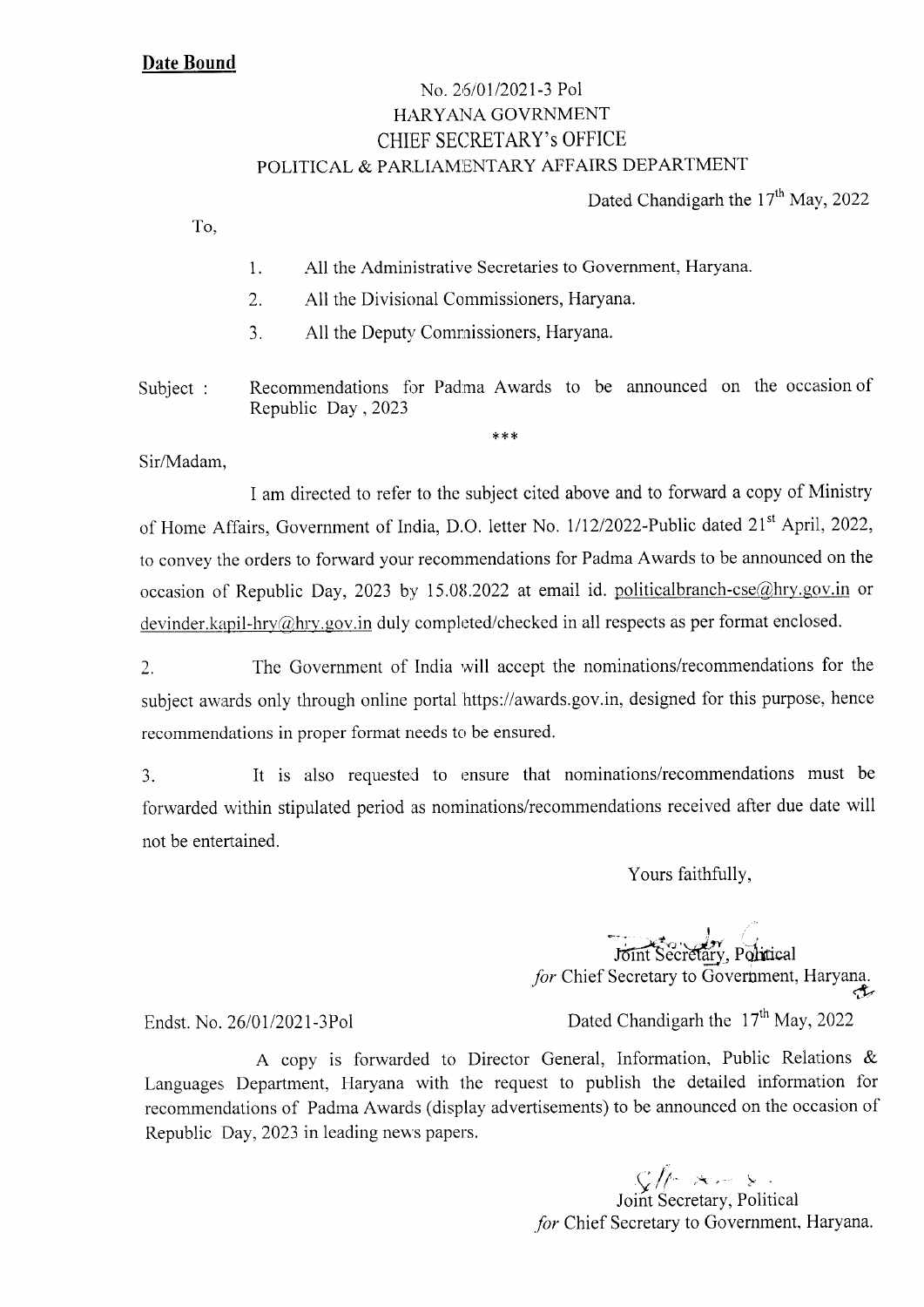**Date Bound**

No. 26/01/2021-3 Pol
HARYANA GOVRNMENT
CHIEF SECRETARY's OFFICE
POLITICAL & PARLIAMENTARY AFFAIRS DEPARTMENT

Dated Chandigarh the 17th May, 2022

To,

1. All the Administrative Secretaries to Government, Haryana.
2. All the Divisional Commissioners, Haryana.
3. All the Deputy Commissioners, Haryana.

Subject : Recommendations for Padma Awards to be announced on the occasion of Republic Day, 2023

***

Sir/Madam,

I am directed to refer to the subject cited above and to forward a copy of Ministry of Home Affairs, Government of India, D.O. letter No. 1/12/2022-Public dated 21st April, 2022, to convey the orders to forward your recommendations for Padma Awards to be announced on the occasion of Republic Day, 2023 by 15.08.2022 at email id. politicalbranch-cse@hry.gov.in or devinder.kapil-hry@hry.gov.in duly completed/checked in all respects as per format enclosed.

2. The Government of India will accept the nominations/recommendations for the subject awards only through online portal https://awards.gov.in, designed for this purpose, hence recommendations in proper format needs to be ensured.

3. It is also requested to ensure that nominations/recommendations must be forwarded within stipulated period as nominations/recommendations received after due date will not be entertained.

Yours faithfully,

Joint Secretary, Political
*for* Chief Secretary to Government, Haryana.

Endst. No. 26/01/2021-3Pol Dated Chandigarh the 17th May, 2022

A copy is forwarded to Director General, Information, Public Relations & Languages Department, Haryana with the request to publish the detailed information for recommendations of Padma Awards (display advertisements) to be announced on the occasion of Republic Day, 2023 in leading news papers.

Joint Secretary, Political
*for* Chief Secretary to Government, Haryana.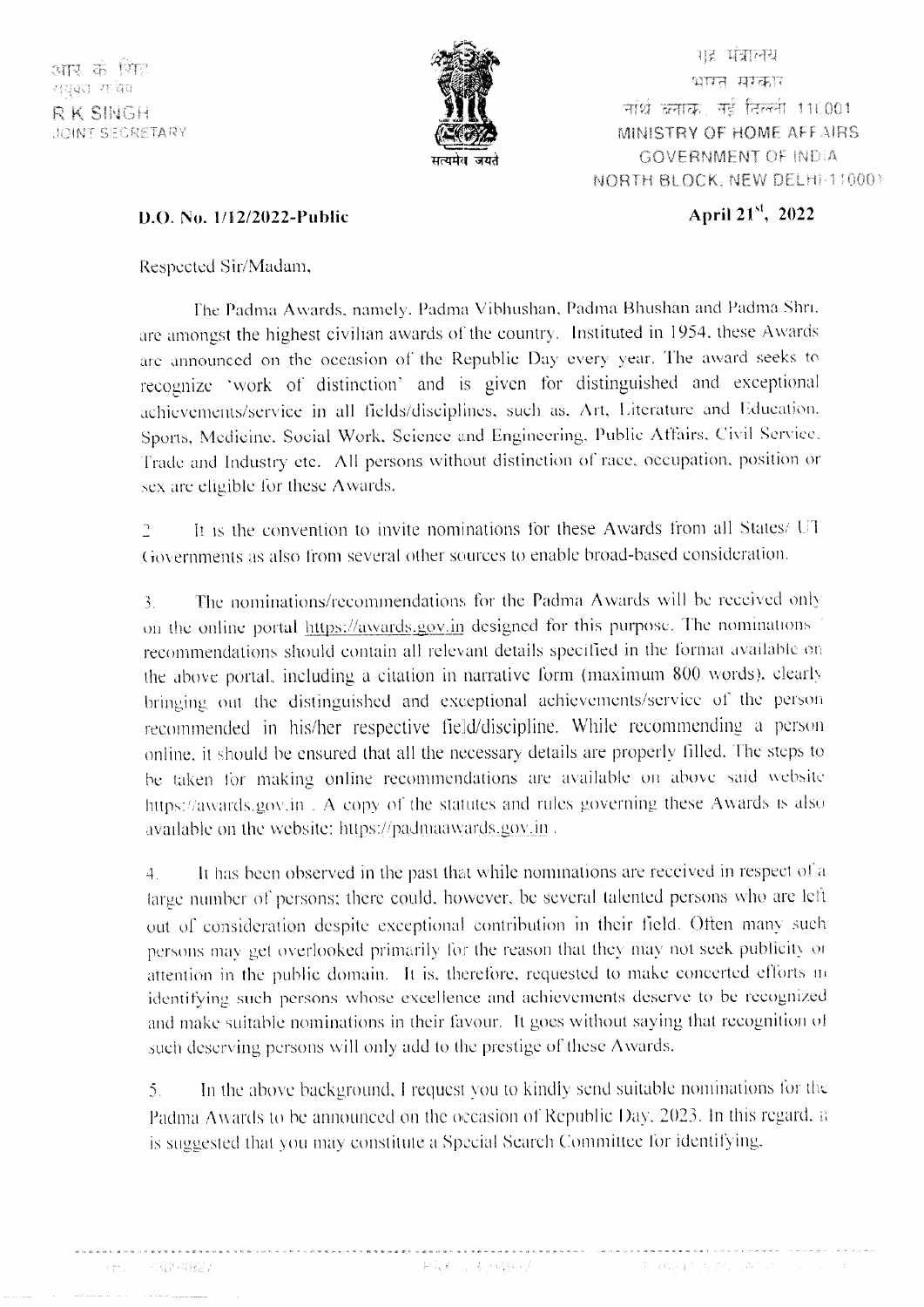आर के सिंह
संयुक्त सचिव
R K SINGH
JOINT SECRETARY

सत्यमेव जयते

गृह मंत्रालय
भारत सरकार
नार्थ ब्लाक, नई दिल्ली 110001
MINISTRY OF HOME AFFAIRS
GOVERNMENT OF INDIA
NORTH BLOCK, NEW DELHI-110001

**D.O. No. 1/12/2022-Public**

**April 21st, 2022**

Respected Sir/Madam,

The Padma Awards, namely, Padma Vibhushan, Padma Bhushan and Padma Shri, are amongst the highest civilian awards of the country. Instituted in 1954, these Awards are announced on the occasion of the Republic Day every year. The award seeks to recognize 'work of distinction' and is given for distinguished and exceptional achievements/service in all fields/disciplines, such as, Art, Literature and Education, Sports, Medicine, Social Work, Science and Engineering, Public Affairs, Civil Service, Trade and Industry etc. All persons without distinction of race, occupation, position or sex are eligible for these Awards.

2. It is the convention to invite nominations for these Awards from all States/ UT Governments as also from several other sources to enable broad-based consideration.

3. The nominations/recommendations for the Padma Awards will be received only on the online portal https://awards.gov.in designed for this purpose. The nominations / recommendations should contain all relevant details specified in the format available on the above portal, including a citation in narrative form (maximum 800 words), clearly bringing out the distinguished and exceptional achievements/service of the person recommended in his/her respective field/discipline. While recommending a person online, it should be ensured that all the necessary details are properly filled. The steps to be taken for making online recommendations are available on above said website https://awards.gov.in . A copy of the statutes and rules governing these Awards is also available on the website: https://padmaawards.gov.in .

4. It has been observed in the past that while nominations are received in respect of a large number of persons; there could, however, be several talented persons who are left out of consideration despite exceptional contribution in their field. Often many such persons may get overlooked primarily for the reason that they may not seek publicity or attention in the public domain. It is, therefore, requested to make concerted efforts in identifying such persons whose excellence and achievements deserve to be recognized and make suitable nominations in their favour. It goes without saying that recognition of such deserving persons will only add to the prestige of these Awards.

5. In the above background, I request you to kindly send suitable nominations for the Padma Awards to be announced on the occasion of Republic Day, 2023. In this regard, it is suggested that you may constitute a Special Search Committee for identifying,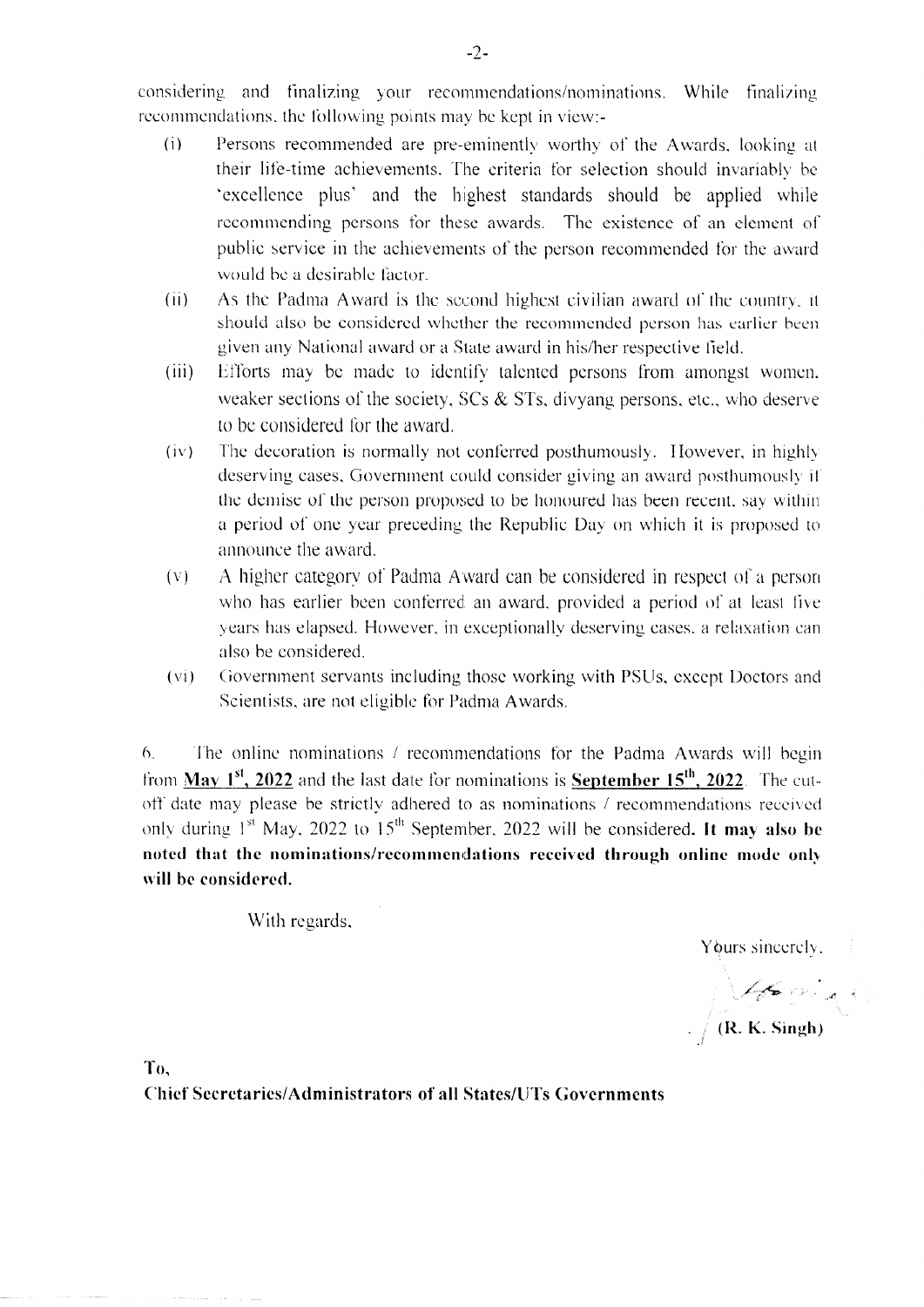considering and finalizing your recommendations/nominations. While finalizing recommendations, the following points may be kept in view:-

- (i) Persons recommended are pre-eminently worthy of the Awards, looking at their life-time achievements. The criteria for selection should invariably be 'excellence plus' and the highest standards should be applied while recommending persons for these awards. The existence of an element of public service in the achievements of the person recommended for the award would be a desirable factor.
- (ii) As the Padma Award is the second highest civilian award of the country, it should also be considered whether the recommended person has earlier been given any National award or a State award in his/her respective field.
- (iii) Efforts may be made to identify talented persons from amongst women, weaker sections of the society, SCs & STs, divyang persons, etc., who deserve to be considered for the award.
- (iv) The decoration is normally not conferred posthumously. However, in highly deserving cases, Government could consider giving an award posthumously if the demise of the person proposed to be honoured has been recent, say within a period of one year preceding the Republic Day on which it is proposed to announce the award.
- (v) A higher category of Padma Award can be considered in respect of a person who has earlier been conferred an award, provided a period of at least five years has elapsed. However, in exceptionally deserving cases, a relaxation can also be considered.
- (vi) Government servants including those working with PSUs, except Doctors and Scientists, are not eligible for Padma Awards.

6. The online nominations / recommendations for the Padma Awards will begin from **May 1st, 2022** and the last date for nominations is **September 15th, 2022**. The cut-off date may please be strictly adhered to as nominations / recommendations received only during 1st May, 2022 to 15th September, 2022 will be considered. **It may also be noted that the nominations/recommendations received through online mode only will be considered.**

With regards,

Yours sincerely,

**(R. K. Singh)**

**To,**

**Chief Secretaries/Administrators of all States/UTs Governments**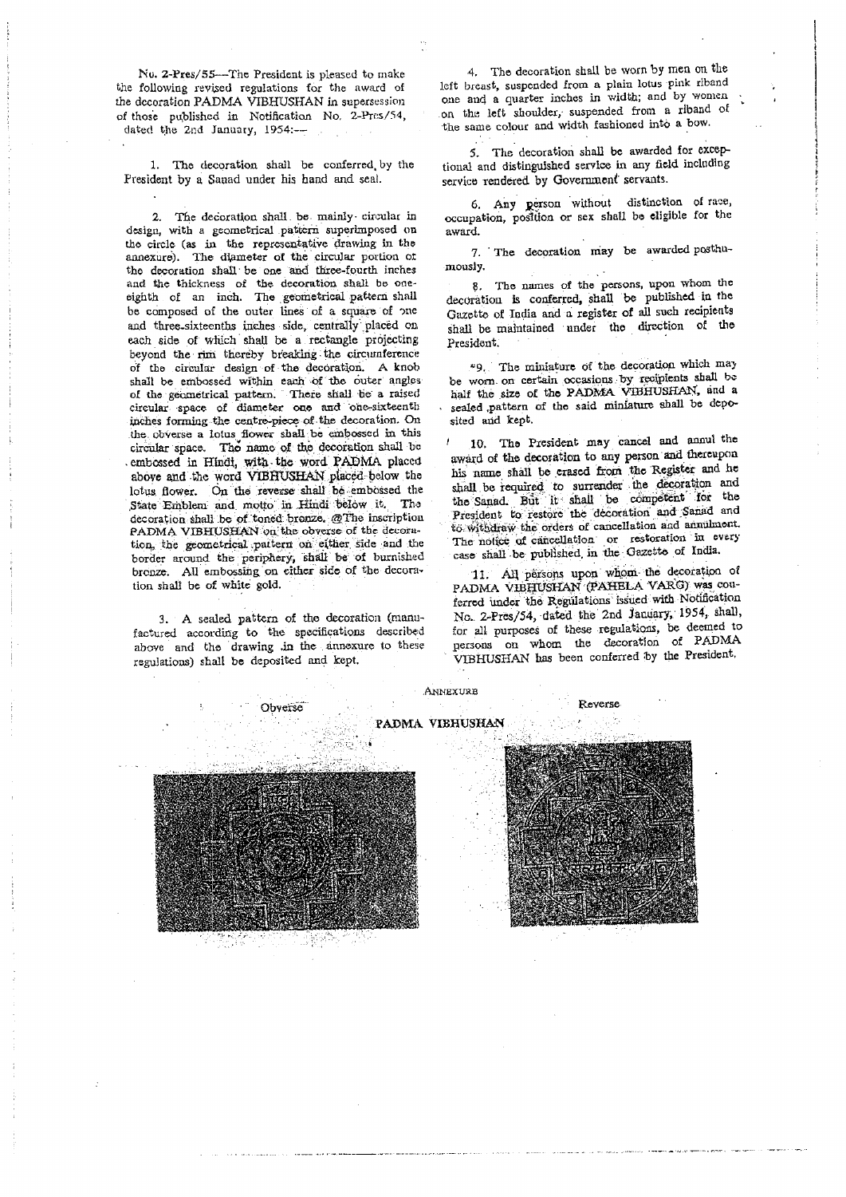No. 2-Pres/55—The President is pleased to make the following revised regulations for the award of the decoration PADMA VIBHUSHAN in supersession of those published in Notification No. 2-Pres/54, dated the 2nd January, 1954:—

1. The decoration shall be conferred by the President by a Sanad under his hand and seal.

2. The decoration shall be mainly circular in design, with a geometrical pattern superimposed on the circle (as in the representative drawing in the annexure). The diameter of the circular portion of the decoration shall be one and three-fourth inches and the thickness of the decoration shall be one-eighth of an inch. The geometrical pattern shall be composed of the outer lines of a square of one and three-sixteenths inches side, centrally placed on each side of which shall be a rectangle projecting beyond the rim thereby breaking the circumference of the circular design of the decoration. A knob shall be embossed within each of the outer angles of the geometrical pattern. There shall be a raised circular space of diameter one and one-sixteenth inches forming the centre-piece of the decoration. On the obverse a lotus flower shall be embossed in this circular space. The name of the decoration shall be embossed in Hindi, with the word PADMA placed above and the word VIBHUSHAN placed below the lotus flower. On the reverse shall be embossed the State Emblem and motto in Hindi below it. The decoration shall be of toned bronze. @The inscription PADMA VIBHUSHAN on the obverse of the decoration, the geometrical pattern on either side and the border around the periphery, shall be of burnished bronze. All embossing on either side of the decoration shall be of white gold.

3. A sealed pattern of the decoration (manufactured according to the specifications described above and the drawing in the annexure to these regulations) shall be deposited and kept.

4. The decoration shall be worn by men on the left breast, suspended from a plain lotus pink riband one and a quarter inches in width; and by women on the left shoulder, suspended from a riband of the same colour and width fashioned into a bow.

5. The decoration shall be awarded for exceptional and distinguished service in any field including service rendered by Government servants.

6. Any person without distinction of race, occupation, position or sex shall be eligible for the award.

7. The decoration may be awarded posthumously.

8. The names of the persons, upon whom the decoration is conferred, shall be published in the Gazette of India and a register of all such recipients shall be maintained under the direction of the President.

*9. The miniature of the decoration which may be worn on certain occasions by recipients shall be half the size of the PADMA VIBHUSHAN, and a sealed pattern of the said miniature shall be deposited and kept.

10. The President may cancel and annul the award of the decoration to any person and thereupon his name shall be erased from the Register and he shall be required to surrender the decoration and the Sanad. But it shall be competent for the President to restore the decoration and Sanad and to withdraw the orders of cancellation and annulment. The notice of cancellation or restoration in every case shall be published in the Gazette of India.

11. All persons upon whom the decoration of PADMA VIBHUSHAN (PAHELA VARG) was conferred under the Regulations issued with Notification No. 2-Pres/54, dated the 2nd January, 1954, shall, for all purposes of these regulations, be deemed to persons on whom the decoration of PADMA VIBHUSHAN has been conferred by the President.

ANNEXURE

PADMA VIBHUSHAN

Obverse

Reverse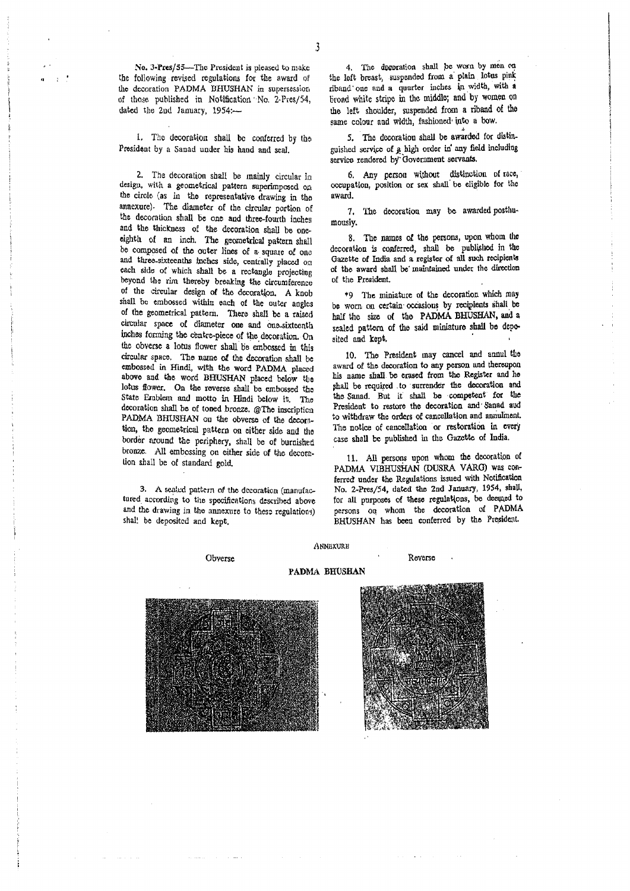No. 3-Pres/55—The President is pleased to make the following revised regulations for the award of the decoration PADMA BHUSHAN in supersession of those published in Notification No. 2-Pres/54, dated the 2nd January, 1954:—

1. The decoration shall be conferred by the President by a Sanad under his hand and seal.

2. The decoration shall be mainly circular in design, with a geometrical pattern superimposed on the circle (as in the representative drawing in the annexure). The diameter of the circular portion of the decoration shall be one and three-fourth inches and the thickness of the decoration shall be one-eighth of an inch. The geometrical pattern shall be composed of the outer lines of a square of one and three-sixteenths inches side, centrally placed on each side of which shall be a rectangle projecting beyond the rim thereby breaking the circumference of the circular design of the decoration. A knob shall be embossed within each of the outer angles of the geometrical pattern. There shall be a raised circular space of diameter one and one-sixteenth inches forming the centre-piece of the decoration. On the obverse a lotus flower shall be embossed in this circular space. The name of the decoration shall be embossed in Hindi, with the word PADMA placed above and the word BHUSHAN placed below the lotus flower. On the reverse shall be embossed the State Emblem and motto in Hindi below it. The decoration shall be of toned bronze. @The inscription PADMA BHUSHAN on the obverse of the decoration, the geometrical pattern on either side and the border around the periphery, shall be of burnished bronze. All embossing on either side of the decoration shall be of standard gold.

3. A sealed pattern of the decoration (manufactured according to the specifications described above and the drawing in the annexure to these regulations) shall be deposited and kept.

4. The decoration shall be worn by men on the left breast, suspended from a plain lotus pink riband one and a quarter inches in width, with a broad white stripe in the middle; and by women on the left shoulder, suspended from a riband of the same colour and width, fashioned into a bow.

5. The decoration shall be awarded for distinguished service of a high order in any field including service rendered by Government servants.

6. Any person without distinction of race, occupation, position or sex shall be eligible for the award.

7. The decoration may be awarded posthumously.

8. The names of the persons, upon whom the decoration is conferred, shall be published in the Gazette of India and a register of all such recipients of the award shall be maintained under the direction of the President.

*9 The miniature of the decoration which may be worn on certain occasions by recipients shall be half the size of the PADMA BHUSHAN, and a sealed pattern of the said miniature shall be deposited and kept.

10. The President may cancel and annul the award of the decoration to any person and thereupon his name shall be erased from the Register and he shall be required to surrender the decoration and the Sanad. But it shall be competent for the President to restore the decoration and Sanad and to withdraw the orders of cancellation and annulment. The notice of cancellation or restoration in every case shall be published in the Gazette of India.

11. All persons upon whom the decoration of PADMA VIBHUSHAN (DUSRA VARG) was conferred under the Regulations issued with Notification No. 2-Pres/54, dated the 2nd January, 1954, shall, for all purposes of these regulations, be deemed to persons on whom the decoration of PADMA BHUSHAN has been conferred by the President.

ANNEXURE

PADMA BHUSHAN

Obverse

Reverse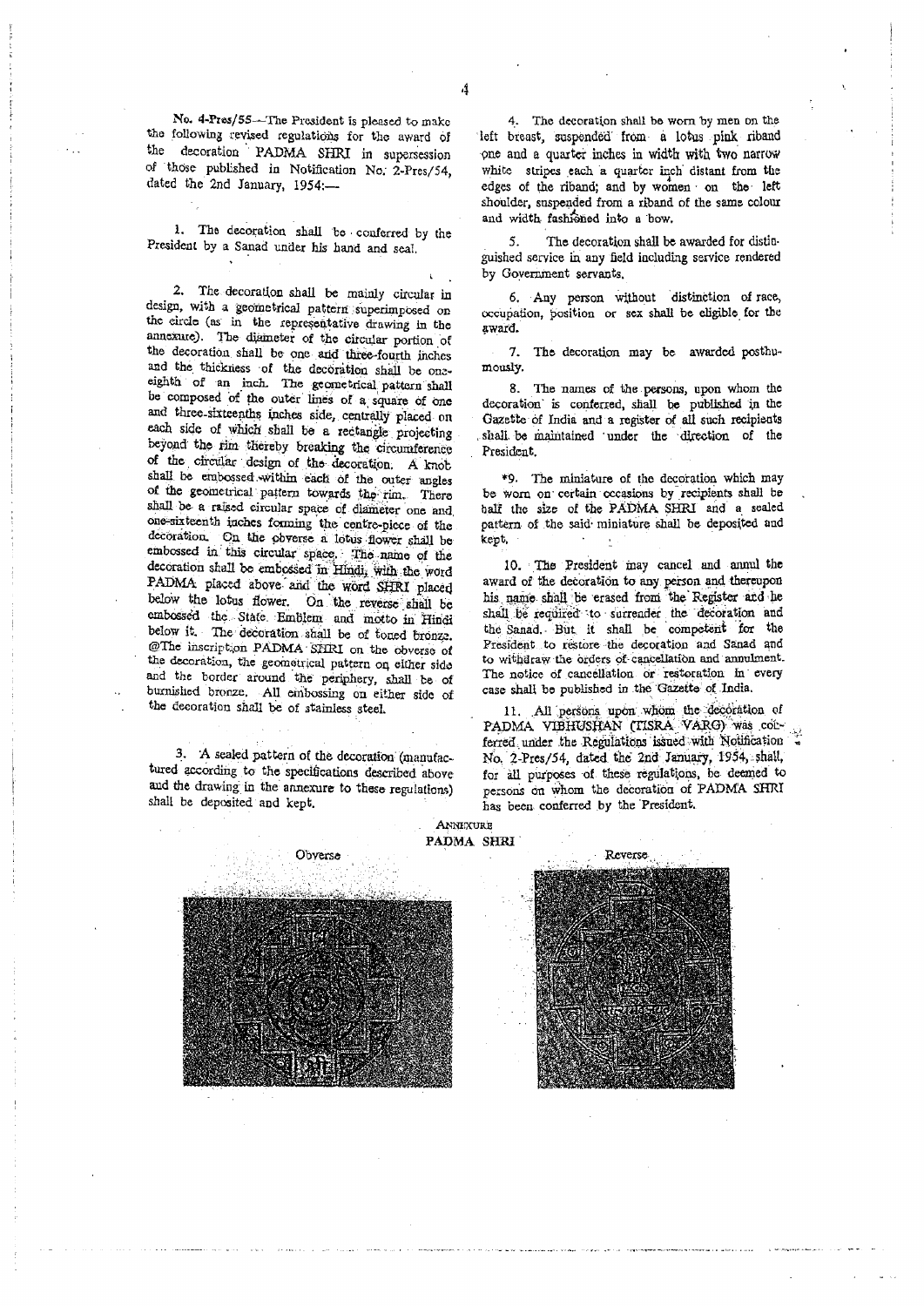No. 4-Pres/55—The President is pleased to make the following revised regulations for the award of the decoration PADMA SHRI in supersession of those published in Notification No. 2-Pres/54, dated the 2nd January, 1954:—

1. The decoration shall be conferred by the President by a Sanad under his hand and seal.

2. The decoration shall be mainly circular in design, with a geometrical pattern superimposed on the circle (as in the representative drawing in the annexure). The diameter of the circular portion of the decoration shall be one and three-fourth inches and the thickness of the decoration shall be one-eighth of an inch. The geometrical pattern shall be composed of the outer lines of a square of one and three-sixteenths inches side, centrally placed on each side of which shall be a rectangle projecting beyond the rim thereby breaking the circumference of the circular design of the decoration. A knob shall be embossed within each of the outer angles of the geometrical pattern towards the rim. There shall be a raised circular space of diameter one and one-sixteenth inches forming the centre-piece of the decoration. On the obverse a lotus flower shall be embossed in this circular space. The name of the decoration shall be embossed in Hindi, with the word PADMA placed above and the word SHRI placed below the lotus flower. On the reverse shall be embossed the State Emblem and motto in Hindi below it. The decoration shall be of toned bronze. @The inscription PADMA SHRI on the obverse of the decoration, the geometrical pattern on either side and the border around the periphery, shall be of burnished bronze. All embossing on either side of the decoration shall be of stainless steel.

3. A sealed pattern of the decoration (manufactured according to the specifications described above and the drawing in the annexure to these regulations) shall be deposited and kept.

4. The decoration shall be worn by men on the left breast, suspended from a lotus pink riband one and a quarter inches in width with two narrow white stripes each a quarter inch distant from the edges of the riband; and by women on the left shoulder, suspended from a riband of the same colour and width fashioned into a bow.

5. The decoration shall be awarded for distinguished service in any field including service rendered by Government servants.

6. Any person without distinction of race, occupation, position or sex shall be eligible for the award.

7. The decoration may be awarded posthumously.

8. The names of the persons, upon whom the decoration is conferred, shall be published in the Gazette of India and a register of all such recipients shall be maintained under the direction of the President.

*9. The miniature of the decoration which may be worn on certain occasions by recipients shall be half the size of the PADMA SHRI and a sealed pattern of the said miniature shall be deposited and kept.

10. The President may cancel and annul the award of the decoration to any person and thereupon his name shall be erased from the Register and he shall be required to surrender the decoration and the Sanad. But it shall be competent for the President to restore the decoration and Sanad and to withdraw the orders of cancellation and annulment. The notice of cancellation or restoration in every case shall be published in the Gazette of India.

11. All persons upon whom the decoration of PADMA VIBHUSHAN (TISRA VARG) was conferred under the Regulations issued with Notification No. 2-Pres/54, dated the 2nd January, 1954, shall, for all purposes of these regulations, be deemed to persons on whom the decoration of PADMA SHRI has been conferred by the President.

ANNEXURE

PADMA SHRI

Obverse

Reverse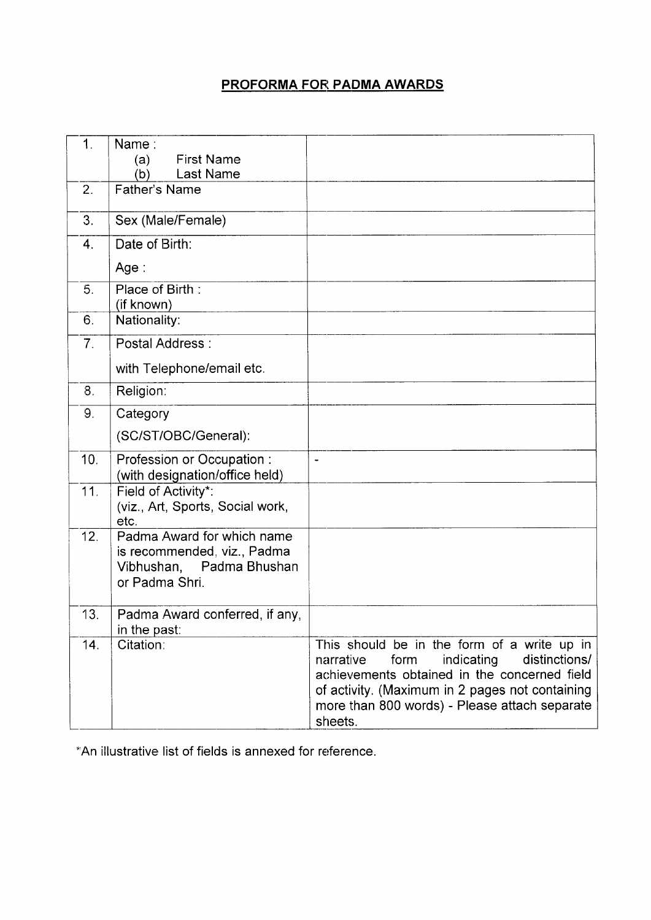## PROFORMA FOR PADMA AWARDS

| | | |
|---|---|---|
| 1. | Name :<br>(a) First Name<br>(b) Last Name | |
| 2. | Father's Name | |
| 3. | Sex (Male/Female) | |
| 4. | Date of Birth:<br>Age : | |
| 5. | Place of Birth :<br>(if known) | |
| 6. | Nationality: | |
| 7. | Postal Address :<br>with Telephone/email etc. | |
| 8. | Religion: | |
| 9. | Category<br>(SC/ST/OBC/General): | |
| 10. | Profession or Occupation :<br>(with designation/office held) | - |
| 11. | Field of Activity*:<br>(viz., Art, Sports, Social work, etc. | |
| 12. | Padma Award for which name is recommended, viz., Padma Vibhushan, Padma Bhushan or Padma Shri. | |
| 13. | Padma Award conferred, if any, in the past: | |
| 14. | Citation: | This should be in the form of a write up in narrative form indicating distinctions/ achievements obtained in the concerned field of activity. (Maximum in 2 pages not containing more than 800 words) - Please attach separate sheets. |

*An illustrative list of fields is annexed for reference.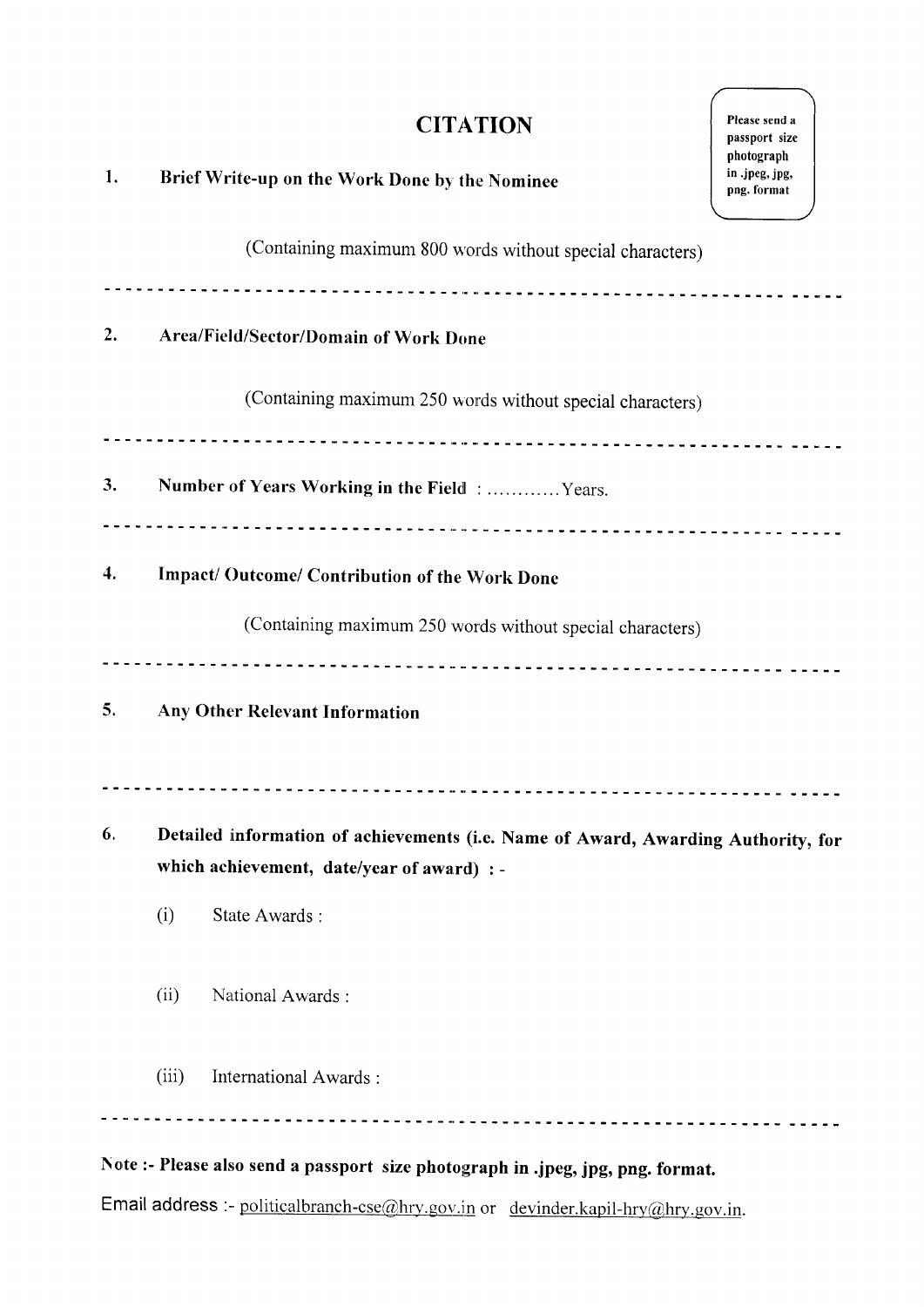# CITATION

Please send a passport size photograph in .jpeg, jpg, png. format

**1. Brief Write-up on the Work Done by the Nominee**

(Containing maximum 800 words without special characters)

---

**2. Area/Field/Sector/Domain of Work Done**

(Containing maximum 250 words without special characters)

---

**3. Number of Years Working in the Field** : ............ Years.

---

**4. Impact/ Outcome/ Contribution of the Work Done**

(Containing maximum 250 words without special characters)

---

**5. Any Other Relevant Information**

---

**6. Detailed information of achievements (i.e. Name of Award, Awarding Authority, for which achievement, date/year of award) : -**

(i) State Awards :

(ii) National Awards :

(iii) International Awards :

---

**Note :- Please also send a passport size photograph in .jpeg, jpg, png. format.**

Email address :- politicalbranch-cse@hry.gov.in or devinder.kapil-hry@hry.gov.in.